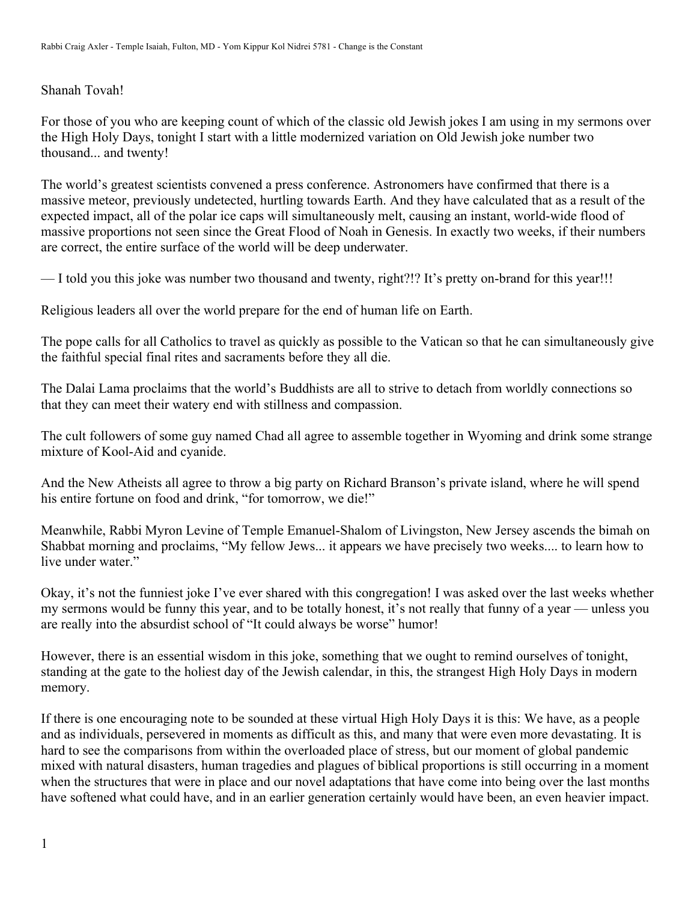Shanah Tovah!

For those of you who are keeping count of which of the classic old Jewish jokes I am using in my sermons over the High Holy Days, tonight I start with a little modernized variation on Old Jewish joke number two thousand... and twenty!

The world's greatest scientists convened a press conference. Astronomers have confirmed that there is a massive meteor, previously undetected, hurtling towards Earth. And they have calculated that as a result of the expected impact, all of the polar ice caps will simultaneously melt, causing an instant, world-wide flood of massive proportions not seen since the Great Flood of Noah in Genesis. In exactly two weeks, if their numbers are correct, the entire surface of the world will be deep underwater.

— I told you this joke was number two thousand and twenty, right?!? It's pretty on-brand for this year!!!

Religious leaders all over the world prepare for the end of human life on Earth.

The pope calls for all Catholics to travel as quickly as possible to the Vatican so that he can simultaneously give the faithful special final rites and sacraments before they all die.

The Dalai Lama proclaims that the world's Buddhists are all to strive to detach from worldly connections so that they can meet their watery end with stillness and compassion.

The cult followers of some guy named Chad all agree to assemble together in Wyoming and drink some strange mixture of Kool-Aid and cyanide.

And the New Atheists all agree to throw a big party on Richard Branson's private island, where he will spend his entire fortune on food and drink, "for tomorrow, we die!"

Meanwhile, Rabbi Myron Levine of Temple Emanuel-Shalom of Livingston, New Jersey ascends the bimah on Shabbat morning and proclaims, "My fellow Jews... it appears we have precisely two weeks.... to learn how to live under water."

Okay, it's not the funniest joke I've ever shared with this congregation! I was asked over the last weeks whether my sermons would be funny this year, and to be totally honest, it's not really that funny of a year — unless you are really into the absurdist school of "It could always be worse" humor!

However, there is an essential wisdom in this joke, something that we ought to remind ourselves of tonight, standing at the gate to the holiest day of the Jewish calendar, in this, the strangest High Holy Days in modern memory.

If there is one encouraging note to be sounded at these virtual High Holy Days it is this: We have, as a people and as individuals, persevered in moments as difficult as this, and many that were even more devastating. It is hard to see the comparisons from within the overloaded place of stress, but our moment of global pandemic mixed with natural disasters, human tragedies and plagues of biblical proportions is still occurring in a moment when the structures that were in place and our novel adaptations that have come into being over the last months have softened what could have, and in an earlier generation certainly would have been, an even heavier impact.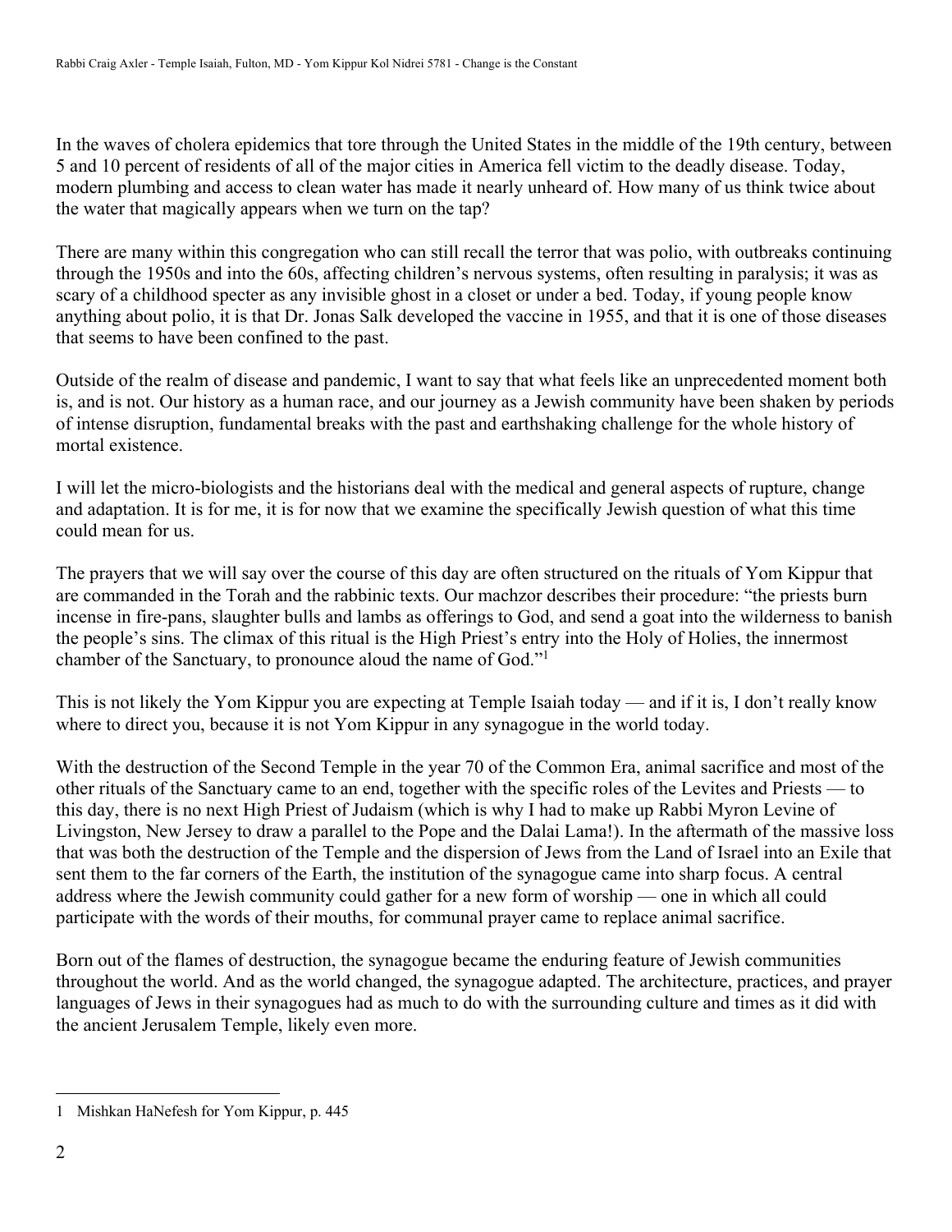In the waves of cholera epidemics that tore through the United States in the middle of the 19th century, between 5 and 10 percent of residents of all of the major cities in America fell victim to the deadly disease. Today, modern plumbing and access to clean water has made it nearly unheard of. How many of us think twice about the water that magically appears when we turn on the tap?

There are many within this congregation who can still recall the terror that was polio, with outbreaks continuing through the 1950s and into the 60s, affecting children's nervous systems, often resulting in paralysis; it was as scary of a childhood specter as any invisible ghost in a closet or under a bed. Today, if young people know anything about polio, it is that Dr. Jonas Salk developed the vaccine in 1955, and that it is one of those diseases that seems to have been confined to the past.

Outside of the realm of disease and pandemic, I want to say that what feels like an unprecedented moment both is, and is not. Our history as a human race, and our journey as a Jewish community have been shaken by periods of intense disruption, fundamental breaks with the past and earthshaking challenge for the whole history of mortal existence.

I will let the micro-biologists and the historians deal with the medical and general aspects of rupture, change and adaptation. It is for me, it is for now that we examine the specifically Jewish question of what this time could mean for us.

The prayers that we will say over the course of this day are often structured on the rituals of Yom Kippur that are commanded in the Torah and the rabbinic texts. Our machzor describes their procedure: "the priests burn incense in fire-pans, slaughter bulls and lambs as offerings to God, and send a goat into the wilderness to banish the people's sins. The climax of this ritual is the High Priest's entry into the Holy of Holies, the innermost chamber of the Sanctuary, to pronounce aloud the name of God."[1]

This is not likely the Yom Kippur you are expecting at Temple Isaiah today — and if it is, I don't really know where to direct you, because it is not Yom Kippur in any synagogue in the world today.

With the destruction of the Second Temple in the year 70 of the Common Era, animal sacrifice and most of the other rituals of the Sanctuary came to an end, together with the specific roles of the Levites and Priests — to this day, there is no next High Priest of Judaism (which is why I had to make up Rabbi Myron Levine of Livingston, New Jersey to draw a parallel to the Pope and the Dalai Lama!). In the aftermath of the massive loss that was both the destruction of the Temple and the dispersion of Jews from the Land of Israel into an Exile that sent them to the far corners of the Earth, the institution of the synagogue came into sharp focus. A central address where the Jewish community could gather for a new form of worship — one in which all could participate with the words of their mouths, for communal prayer came to replace animal sacrifice.

Born out of the flames of destruction, the synagogue became the enduring feature of Jewish communities throughout the world. And as the world changed, the synagogue adapted. The architecture, practices, and prayer languages of Jews in their synagogues had as much to do with the surrounding culture and times as it did with the ancient Jerusalem Temple, likely even more.

---

1 Mishkan HaNefesh for Yom Kippur, p. 445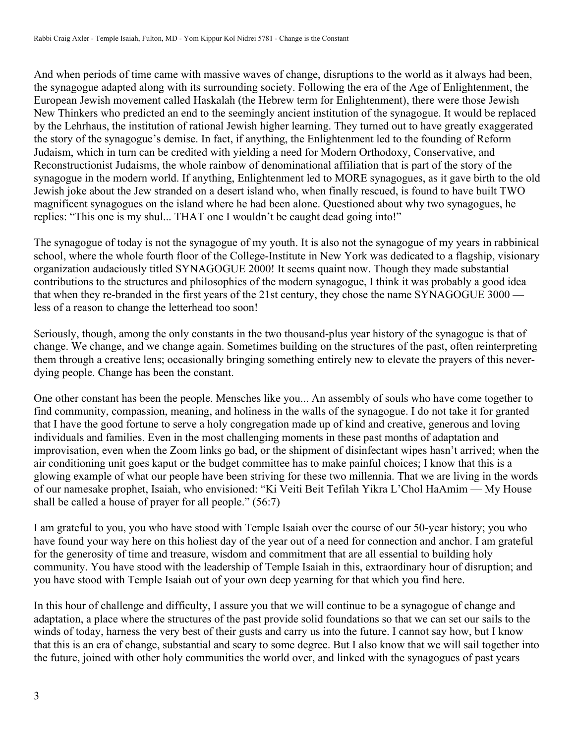And when periods of time came with massive waves of change, disruptions to the world as it always had been, the synagogue adapted along with its surrounding society. Following the era of the Age of Enlightenment, the European Jewish movement called Haskalah (the Hebrew term for Enlightenment), there were those Jewish New Thinkers who predicted an end to the seemingly ancient institution of the synagogue. It would be replaced by the Lehrhaus, the institution of rational Jewish higher learning. They turned out to have greatly exaggerated the story of the synagogue's demise. In fact, if anything, the Enlightenment led to the founding of Reform Judaism, which in turn can be credited with yielding a need for Modern Orthodoxy, Conservative, and Reconstructionist Judaisms, the whole rainbow of denominational affiliation that is part of the story of the synagogue in the modern world. If anything, Enlightenment led to MORE synagogues, as it gave birth to the old Jewish joke about the Jew stranded on a desert island who, when finally rescued, is found to have built TWO magnificent synagogues on the island where he had been alone. Questioned about why two synagogues, he replies: "This one is my shul... THAT one I wouldn't be caught dead going into!"

The synagogue of today is not the synagogue of my youth. It is also not the synagogue of my years in rabbinical school, where the whole fourth floor of the College-Institute in New York was dedicated to a flagship, visionary organization audaciously titled SYNAGOGUE 2000! It seems quaint now. Though they made substantial contributions to the structures and philosophies of the modern synagogue, I think it was probably a good idea that when they re-branded in the first years of the 21st century, they chose the name SYNAGOGUE 3000 — less of a reason to change the letterhead too soon!

Seriously, though, among the only constants in the two thousand-plus year history of the synagogue is that of change. We change, and we change again. Sometimes building on the structures of the past, often reinterpreting them through a creative lens; occasionally bringing something entirely new to elevate the prayers of this never-dying people. Change has been the constant.

One other constant has been the people. Mensches like you... An assembly of souls who have come together to find community, compassion, meaning, and holiness in the walls of the synagogue. I do not take it for granted that I have the good fortune to serve a holy congregation made up of kind and creative, generous and loving individuals and families. Even in the most challenging moments in these past months of adaptation and improvisation, even when the Zoom links go bad, or the shipment of disinfectant wipes hasn't arrived; when the air conditioning unit goes kaput or the budget committee has to make painful choices; I know that this is a glowing example of what our people have been striving for these two millennia. That we are living in the words of our namesake prophet, Isaiah, who envisioned: "Ki Veiti Beit Tefilah Yikra L'Chol HaAmim — My House shall be called a house of prayer for all people." (56:7)

I am grateful to you, you who have stood with Temple Isaiah over the course of our 50-year history; you who have found your way here on this holiest day of the year out of a need for connection and anchor. I am grateful for the generosity of time and treasure, wisdom and commitment that are all essential to building holy community. You have stood with the leadership of Temple Isaiah in this, extraordinary hour of disruption; and you have stood with Temple Isaiah out of your own deep yearning for that which you find here.

In this hour of challenge and difficulty, I assure you that we will continue to be a synagogue of change and adaptation, a place where the structures of the past provide solid foundations so that we can set our sails to the winds of today, harness the very best of their gusts and carry us into the future. I cannot say how, but I know that this is an era of change, substantial and scary to some degree. But I also know that we will sail together into the future, joined with other holy communities the world over, and linked with the synagogues of past years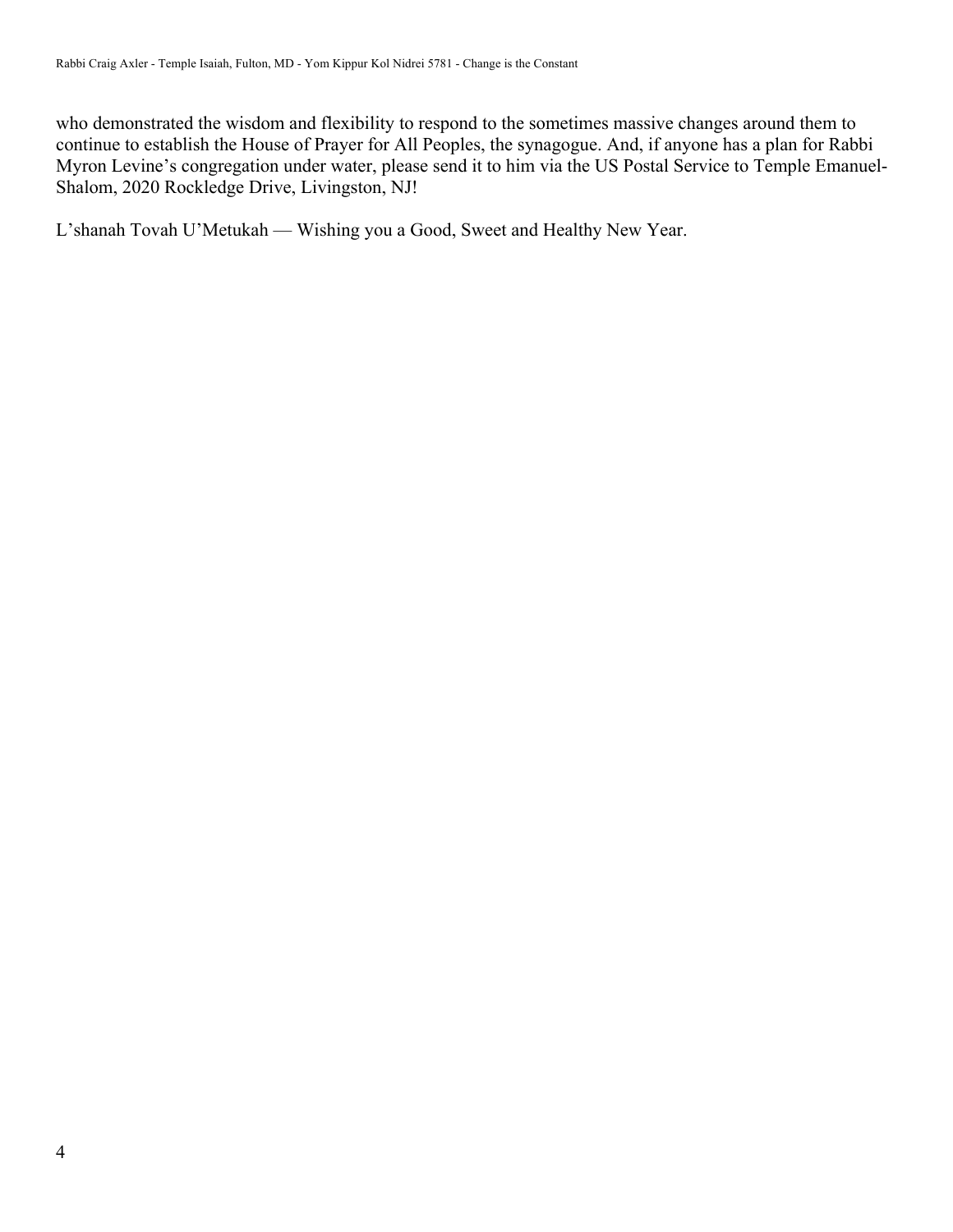who demonstrated the wisdom and flexibility to respond to the sometimes massive changes around them to continue to establish the House of Prayer for All Peoples, the synagogue. And, if anyone has a plan for Rabbi Myron Levine's congregation under water, please send it to him via the US Postal Service to Temple Emanuel-Shalom, 2020 Rockledge Drive, Livingston, NJ!

L'shanah Tovah U'Metukah — Wishing you a Good, Sweet and Healthy New Year.